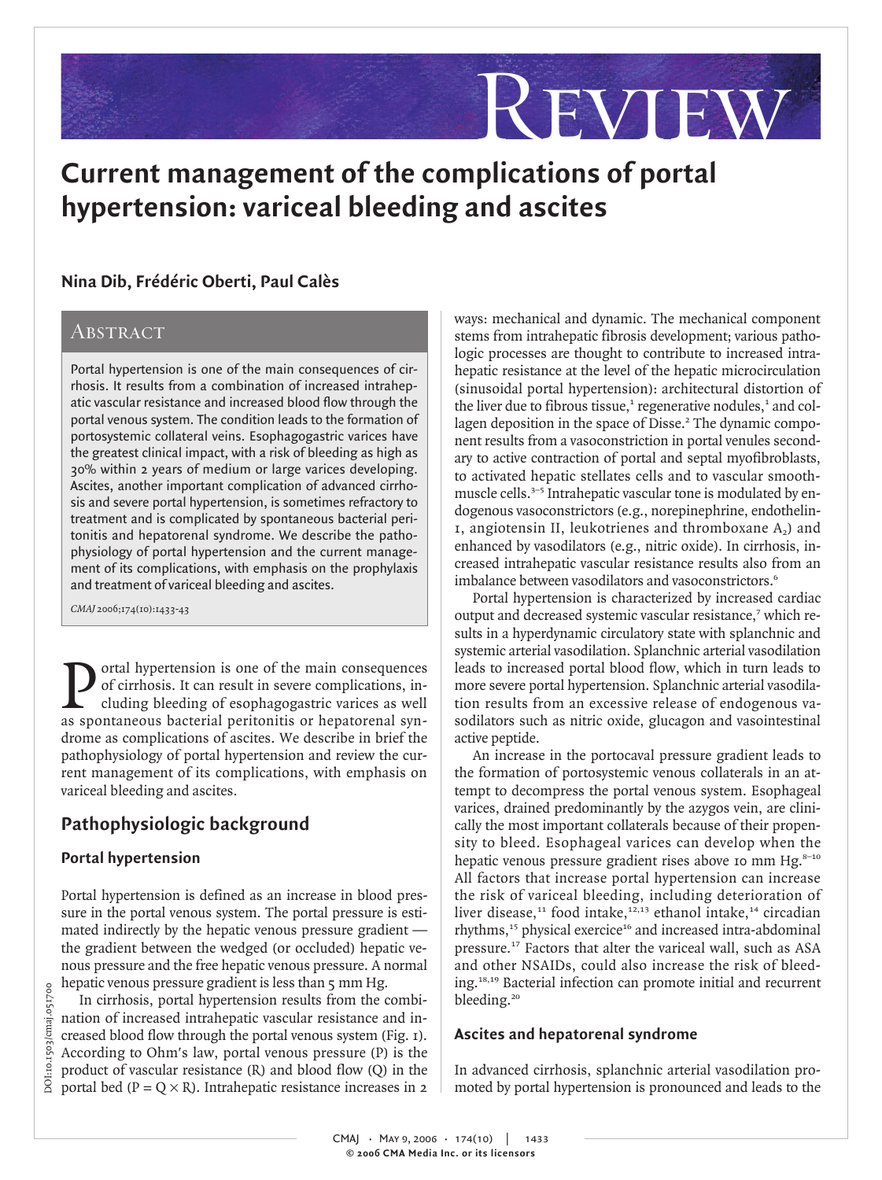# Review

# Current management of the complications of portal hypertension: variceal bleeding and ascites

**Nina Dib, Frédéric Oberti, Paul Calès**

## Abstract

Portal hypertension is one of the main consequences of cirrhosis. It results from a combination of increased intrahepatic vascular resistance and increased blood flow through the portal venous system. The condition leads to the formation of portosystemic collateral veins. Esophagogastric varices have the greatest clinical impact, with a risk of bleeding as high as 30% within 2 years of medium or large varices developing. Ascites, another important complication of advanced cirrhosis and severe portal hypertension, is sometimes refractory to treatment and is complicated by spontaneous bacterial peritonitis and hepatorenal syndrome. We describe the pathophysiology of portal hypertension and the current management of its complications, with emphasis on the prophylaxis and treatment of variceal bleeding and ascites.

*CMAJ* 2006;174(10):1433-43

DOI:10.1503/cmaj.051700

Portal hypertension is one of the main consequences of cirrhosis. It can result in severe complications, including bleeding of esophagogastric varices as well as spontaneous bacterial peritonitis or hepatorenal syndrome as complications of ascites. We describe in brief the pathophysiology of portal hypertension and review the current management of its complications, with emphasis on variceal bleeding and ascites.

## Pathophysiologic background

### Portal hypertension

Portal hypertension is defined as an increase in blood pressure in the portal venous system. The portal pressure is estimated indirectly by the hepatic venous pressure gradient — the gradient between the wedged (or occluded) hepatic venous pressure and the free hepatic venous pressure. A normal hepatic venous pressure gradient is less than 5 mm Hg.

In cirrhosis, portal hypertension results from the combination of increased intrahepatic vascular resistance and increased blood flow through the portal venous system (Fig. 1). According to Ohm's law, portal venous pressure (P) is the product of vascular resistance (R) and blood flow (Q) in the portal bed ($P = Q \times R$). Intrahepatic resistance increases in 2 ways: mechanical and dynamic. The mechanical component stems from intrahepatic fibrosis development; various pathologic processes are thought to contribute to increased intrahepatic resistance at the level of the hepatic microcirculation (sinusoidal portal hypertension): architectural distortion of the liver due to fibrous tissue,[1] regenerative nodules,[1] and collagen deposition in the space of Disse.[2] The dynamic component results from a vasoconstriction in portal venules secondary to active contraction of portal and septal myofibroblasts, to activated hepatic stellates cells and to vascular smooth-muscle cells.[3–5] Intrahepatic vascular tone is modulated by endogenous vasoconstrictors (e.g., norepinephrine, endothelin-1, angiotensin II, leukotrienes and thromboxane $A_2$) and enhanced by vasodilators (e.g., nitric oxide). In cirrhosis, increased intrahepatic vascular resistance results also from an imbalance between vasodilators and vasoconstrictors.[6]

Portal hypertension is characterized by increased cardiac output and decreased systemic vascular resistance,[7] which results in a hyperdynamic circulatory state with splanchnic and systemic arterial vasodilation. Splanchnic arterial vasodilation leads to increased portal blood flow, which in turn leads to more severe portal hypertension. Splanchnic arterial vasodilation results from an excessive release of endogenous vasodilators such as nitric oxide, glucagon and vasointestinal active peptide.

An increase in the portocaval pressure gradient leads to the formation of portosystemic venous collaterals in an attempt to decompress the portal venous system. Esophageal varices, drained predominantly by the azygos vein, are clinically the most important collaterals because of their propensity to bleed. Esophageal varices can develop when the hepatic venous pressure gradient rises above 10 mm Hg.[8–10] All factors that increase portal hypertension can increase the risk of variceal bleeding, including deterioration of liver disease,[11] food intake,[12,13] ethanol intake,[14] circadian rhythms,[15] physical exercice[16] and increased intra-abdominal pressure.[17] Factors that alter the variceal wall, such as ASA and other NSAIDs, could also increase the risk of bleeding.[18,19] Bacterial infection can promote initial and recurrent bleeding.[20]

### Ascites and hepatorenal syndrome

In advanced cirrhosis, splanchnic arterial vasodilation promoted by portal hypertension is pronounced and leads to the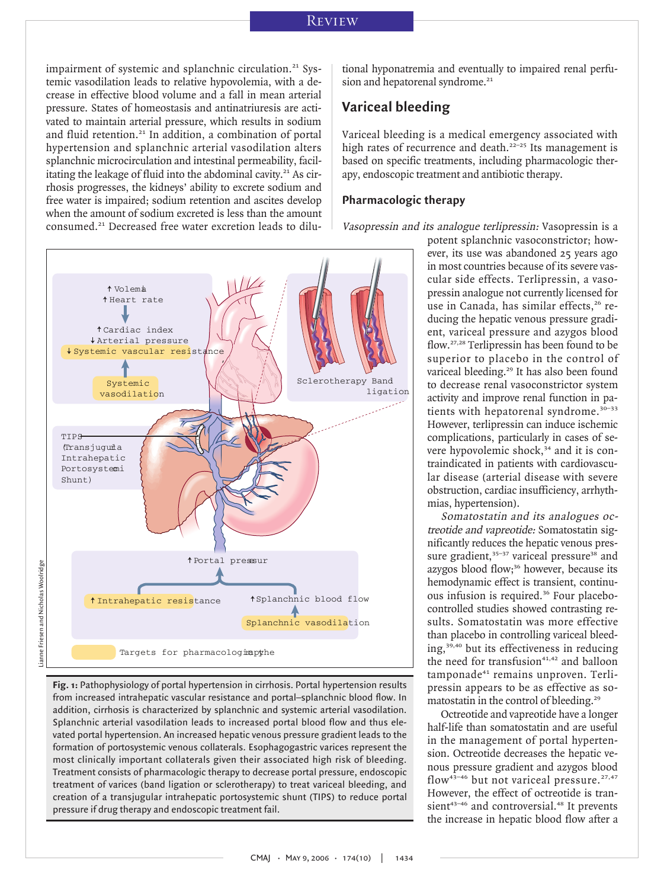impairment of systemic and splanchnic circulation.[21] Systemic vasodilation leads to relative hypovolemia, with a decrease in effective blood volume and a fall in mean arterial pressure. States of homeostasis and antinatriuresis are activated to maintain arterial pressure, which results in sodium and fluid retention.[21] In addition, a combination of portal hypertension and splanchnic arterial vasodilation alters splanchnic microcirculation and intestinal permeability, facilitating the leakage of fluid into the abdominal cavity.[21] As cirrhosis progresses, the kidneys' ability to excrete sodium and free water is impaired; sodium retention and ascites develop when the amount of sodium excreted is less than the amount consumed.[21] Decreased free water excretion leads to dilutional hyponatremia and eventually to impaired renal perfusion and hepatorenal syndrome.[21]

**Fig. 1:** Pathophysiology of portal hypertension in cirrhosis. Portal hypertension results from increased intrahepatic vascular resistance and portal–splanchnic blood flow. In addition, cirrhosis is characterized by splanchnic and systemic arterial vasodilation. Splanchnic arterial vasodilation leads to increased portal blood flow and thus elevated portal hypertension. An increased hepatic venous pressure gradient leads to the formation of portosystemic venous collaterals. Esophagogastric varices represent the most clinically important collaterals given their associated high risk of bleeding. Treatment consists of pharmacologic therapy to decrease portal pressure, endoscopic treatment of varices (band ligation or sclerotherapy) to treat variceal bleeding, and creation of a transjugular intrahepatic portosystemic shunt (TIPS) to reduce portal pressure if drug therapy and endoscopic treatment fail.

## Variceal bleeding

Variceal bleeding is a medical emergency associated with high rates of recurrence and death.[22–25] Its management is based on specific treatments, including pharmacologic therapy, endoscopic treatment and antibiotic therapy.

### Pharmacologic therapy

*Vasopressin and its analogue terlipressin:* Vasopressin is a potent splanchnic vasoconstrictor; however, its use was abandoned 25 years ago in most countries because of its severe vascular side effects. Terlipressin, a vasopressin analogue not currently licensed for use in Canada, has similar effects,[26] reducing the hepatic venous pressure gradient, variceal pressure and azygos blood flow.[27,28] Terlipressin has been found to be superior to placebo in the control of variceal bleeding.[29] It has also been found to decrease renal vasoconstrictor system activity and improve renal function in patients with hepatorenal syndrome.[30–33] However, terlipressin can induce ischemic complications, particularly in cases of severe hypovolemic shock,[34] and it is contraindicated in patients with cardiovascular disease (arterial disease with severe obstruction, cardiac insufficiency, arrhythmias, hypertension).

*Somatostatin and its analogues octreotide and vapreotide:* Somatostatin significantly reduces the hepatic venous pressure gradient,[35–37] variceal pressure[38] and azygos blood flow;[36] however, because its hemodynamic effect is transient, continuous infusion is required.[36] Four placebo-controlled studies showed contrasting results. Somatostatin was more effective than placebo in controlling variceal bleeding,[39,40] but its effectiveness in reducing the need for transfusion[41,42] and balloon tamponade[41] remains unproven. Terlipressin appears to be as effective as somatostatin in the control of bleeding.[29]

Octreotide and vapreotide have a longer half-life than somatostatin and are useful in the management of portal hypertension. Octreotide decreases the hepatic venous pressure gradient and azygos blood flow[43–46] but not variceal pressure.[27,47] However, the effect of octreotide is transient[43–46] and controversial.[48] It prevents the increase in hepatic blood flow after a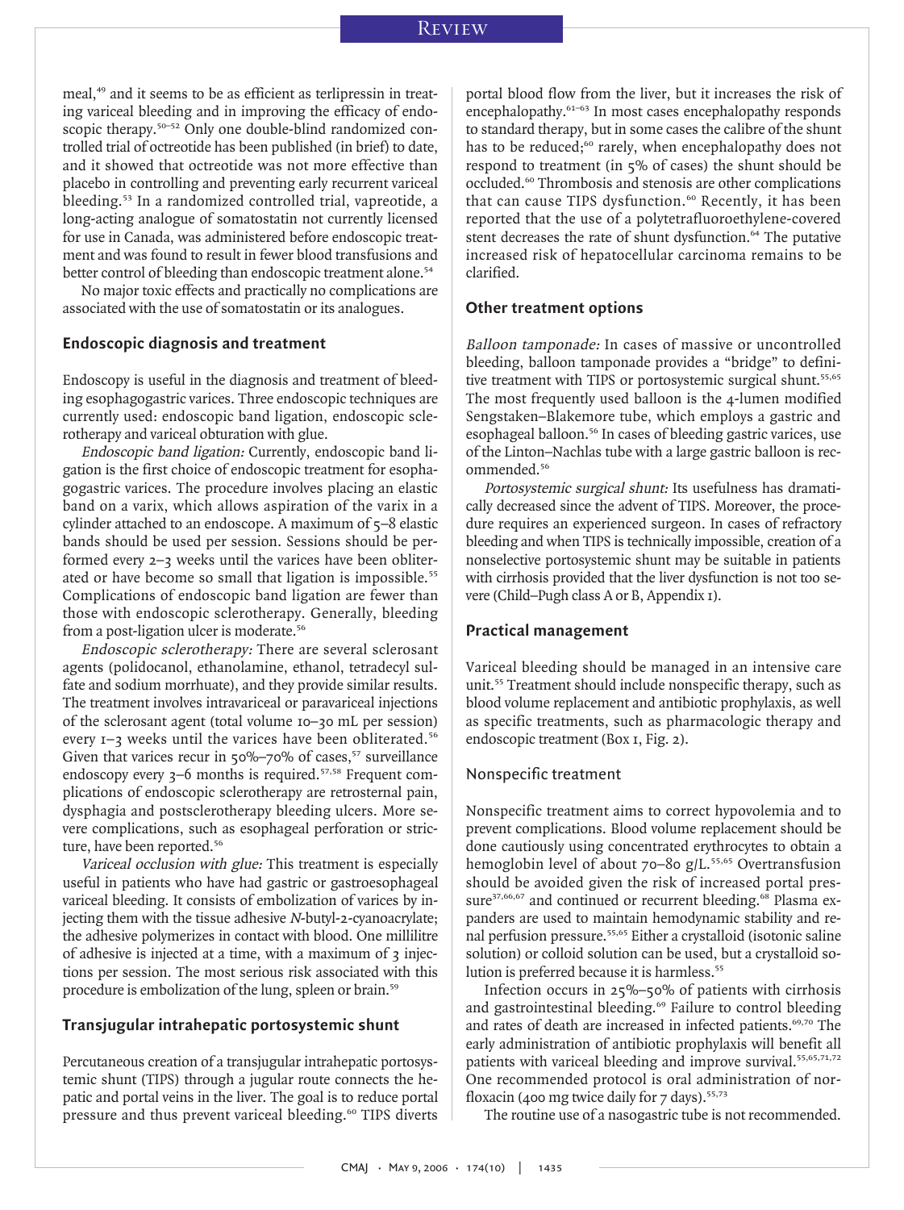meal,[49] and it seems to be as efficient as terlipressin in treating variceal bleeding and in improving the efficacy of endoscopic therapy.[50–52] Only one double-blind randomized controlled trial of octreotide has been published (in brief) to date, and it showed that octreotide was not more effective than placebo in controlling and preventing early recurrent variceal bleeding.[53] In a randomized controlled trial, vapreotide, a long-acting analogue of somatostatin not currently licensed for use in Canada, was administered before endoscopic treatment and was found to result in fewer blood transfusions and better control of bleeding than endoscopic treatment alone.[54]

No major toxic effects and practically no complications are associated with the use of somatostatin or its analogues.

## Endoscopic diagnosis and treatment

Endoscopy is useful in the diagnosis and treatment of bleeding esophagogastric varices. Three endoscopic techniques are currently used: endoscopic band ligation, endoscopic sclerotherapy and variceal obturation with glue.

*Endoscopic band ligation:* Currently, endoscopic band ligation is the first choice of endoscopic treatment for esophagogastric varices. The procedure involves placing an elastic band on a varix, which allows aspiration of the varix in a cylinder attached to an endoscope. A maximum of 5–8 elastic bands should be used per session. Sessions should be performed every 2–3 weeks until the varices have been obliterated or have become so small that ligation is impossible.[55] Complications of endoscopic band ligation are fewer than those with endoscopic sclerotherapy. Generally, bleeding from a post-ligation ulcer is moderate.[56]

*Endoscopic sclerotherapy:* There are several sclerosant agents (polidocanol, ethanolamine, ethanol, tetradecyl sulfate and sodium morrhuate), and they provide similar results. The treatment involves intravariceal or paravariceal injections of the sclerosant agent (total volume 10–30 mL per session) every 1–3 weeks until the varices have been obliterated.[56] Given that varices recur in 50%–70% of cases,[57] surveillance endoscopy every 3–6 months is required.[57,58] Frequent complications of endoscopic sclerotherapy are retrosternal pain, dysphagia and postsclerotherapy bleeding ulcers. More severe complications, such as esophageal perforation or stricture, have been reported.[56]

*Variceal occlusion with glue:* This treatment is especially useful in patients who have had gastric or gastroesophageal variceal bleeding. It consists of embolization of varices by injecting them with the tissue adhesive *N*-butyl-2-cyanoacrylate; the adhesive polymerizes in contact with blood. One millilitre of adhesive is injected at a time, with a maximum of 3 injections per session. The most serious risk associated with this procedure is embolization of the lung, spleen or brain.[59]

## Transjugular intrahepatic portosystemic shunt

Percutaneous creation of a transjugular intrahepatic portosystemic shunt (TIPS) through a jugular route connects the hepatic and portal veins in the liver. The goal is to reduce portal pressure and thus prevent variceal bleeding.[60] TIPS diverts portal blood flow from the liver, but it increases the risk of encephalopathy.[61–63] In most cases encephalopathy responds to standard therapy, but in some cases the calibre of the shunt has to be reduced;[60] rarely, when encephalopathy does not respond to treatment (in 5% of cases) the shunt should be occluded.[60] Thrombosis and stenosis are other complications that can cause TIPS dysfunction.[60] Recently, it has been reported that the use of a polytetrafluoroethylene-covered stent decreases the rate of shunt dysfunction.[64] The putative increased risk of hepatocellular carcinoma remains to be clarified.

## Other treatment options

*Balloon tamponade:* In cases of massive or uncontrolled bleeding, balloon tamponade provides a "bridge" to definitive treatment with TIPS or portosystemic surgical shunt.[55,65] The most frequently used balloon is the 4-lumen modified Sengstaken–Blakemore tube, which employs a gastric and esophageal balloon.[56] In cases of bleeding gastric varices, use of the Linton–Nachlas tube with a large gastric balloon is recommended.[56]

*Portosystemic surgical shunt:* Its usefulness has dramatically decreased since the advent of TIPS. Moreover, the procedure requires an experienced surgeon. In cases of refractory bleeding and when TIPS is technically impossible, creation of a nonselective portosystemic shunt may be suitable in patients with cirrhosis provided that the liver dysfunction is not too severe (Child–Pugh class A or B, Appendix 1).

## Practical management

Variceal bleeding should be managed in an intensive care unit.[55] Treatment should include nonspecific therapy, such as blood volume replacement and antibiotic prophylaxis, as well as specific treatments, such as pharmacologic therapy and endoscopic treatment (Box 1, Fig. 2).

### Nonspecific treatment

Nonspecific treatment aims to correct hypovolemia and to prevent complications. Blood volume replacement should be done cautiously using concentrated erythrocytes to obtain a hemoglobin level of about 70–80 g/L.[55,65] Overtransfusion should be avoided given the risk of increased portal pressure[37,66,67] and continued or recurrent bleeding.[68] Plasma expanders are used to maintain hemodynamic stability and renal perfusion pressure.[55,65] Either a crystalloid (isotonic saline solution) or colloid solution can be used, but a crystalloid solution is preferred because it is harmless.[55]

Infection occurs in 25%–50% of patients with cirrhosis and gastrointestinal bleeding.[69] Failure to control bleeding and rates of death are increased in infected patients.[69,70] The early administration of antibiotic prophylaxis will benefit all patients with variceal bleeding and improve survival.[55,65,71,72] One recommended protocol is oral administration of norfloxacin (400 mg twice daily for 7 days).[55,73]

The routine use of a nasogastric tube is not recommended.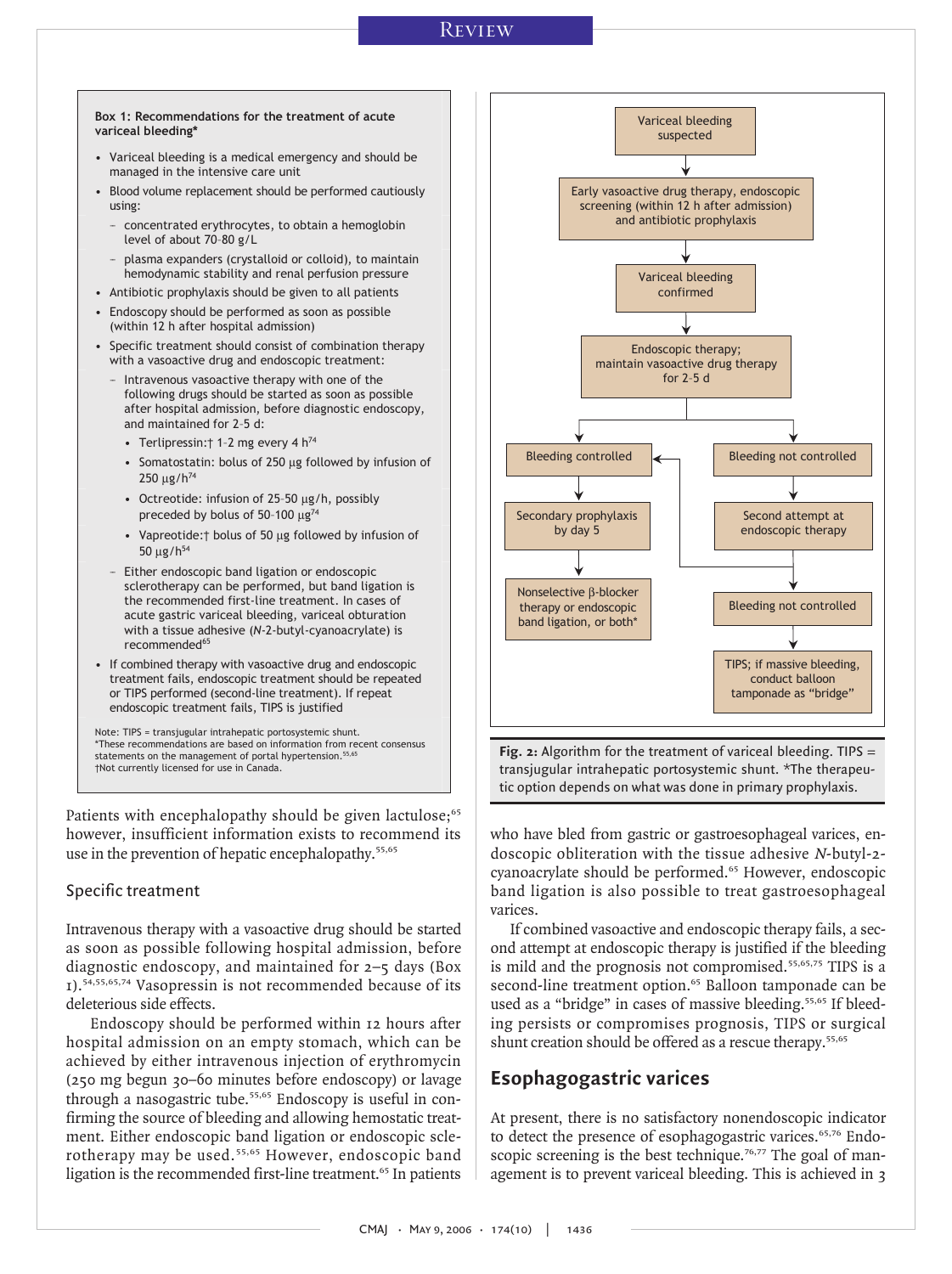**Box 1: Recommendations for the treatment of acute variceal bleeding***

- Variceal bleeding is a medical emergency and should be managed in the intensive care unit
- Blood volume replacement should be performed cautiously using:
  - concentrated erythrocytes, to obtain a hemoglobin level of about 70–80 g/L
  - plasma expanders (crystalloid or colloid), to maintain hemodynamic stability and renal perfusion pressure
- Antibiotic prophylaxis should be given to all patients
- Endoscopy should be performed as soon as possible (within 12 h after hospital admission)
- Specific treatment should consist of combination therapy with a vasoactive drug and endoscopic treatment:
  - Intravenous vasoactive therapy with one of the following drugs should be started as soon as possible after hospital admission, before diagnostic endoscopy, and maintained for 2–5 d:
    - Terlipressin:† 1–2 mg every 4 h[74]
    - Somatostatin: bolus of 250 μg followed by infusion of 250 μg/h[74]
    - Octreotide: infusion of 25–50 μg/h, possibly preceded by bolus of 50–100 μg[74]
    - Vapreotide:† bolus of 50 μg followed by infusion of 50 μg/h[54]
  - Either endoscopic band ligation or endoscopic sclerotherapy can be performed, but band ligation is the recommended first-line treatment. In cases of acute gastric variceal bleeding, variceal obturation with a tissue adhesive (*N*-2-butyl-cyanoacrylate) is recommended[65]
- If combined therapy with vasoactive drug and endoscopic treatment fails, endoscopic treatment should be repeated or TIPS performed (second-line treatment). If repeat endoscopic treatment fails, TIPS is justified

Note: TIPS = transjugular intrahepatic portosystemic shunt.
*These recommendations are based on information from recent consensus statements on the management of portal hypertension.[55,65]
†Not currently licensed for use in Canada.

Patients with encephalopathy should be given lactulose;[65] however, insufficient information exists to recommend its use in the prevention of hepatic encephalopathy.[55,65]

### Specific treatment

Intravenous therapy with a vasoactive drug should be started as soon as possible following hospital admission, before diagnostic endoscopy, and maintained for 2–5 days (Box 1).[54,55,65,74] Vasopressin is not recommended because of its deleterious side effects.

Endoscopy should be performed within 12 hours after hospital admission on an empty stomach, which can be achieved by either intravenous injection of erythromycin (250 mg begun 30–60 minutes before endoscopy) or lavage through a nasogastric tube.[55,65] Endoscopy is useful in confirming the source of bleeding and allowing hemostatic treatment. Either endoscopic band ligation or endoscopic sclerotherapy may be used.[55,65] However, endoscopic band ligation is the recommended first-line treatment.[65] In patients who have bled from gastric or gastroesophageal varices, endoscopic obliteration with the tissue adhesive *N*-butyl-2-cyanoacrylate should be performed.[65] However, endoscopic band ligation is also possible to treat gastroesophageal varices.

If combined vasoactive and endoscopic therapy fails, a second attempt at endoscopic therapy is justified if the bleeding is mild and the prognosis not compromised.[55,65,75] TIPS is a second-line treatment option.[65] Balloon tamponade can be used as a "bridge" in cases of massive bleeding.[55,65] If bleeding persists or compromises prognosis, TIPS or surgical shunt creation should be offered as a rescue therapy.[55,65]

Variceal bleeding suspected → Early vasoactive drug therapy, endoscopic screening (within 12 h after admission) and antibiotic prophylaxis → Variceal bleeding confirmed → Endoscopic therapy; maintain vasoactive drug therapy for 2–5 d → Bleeding controlled → Secondary prophylaxis by day 5 → Nonselective β-blocker therapy or endoscopic band ligation, or both*

Endoscopic therapy; maintain vasoactive drug therapy for 2–5 d → Bleeding not controlled → Second attempt at endoscopic therapy → Bleeding controlled / Bleeding not controlled → TIPS; if massive bleeding, conduct balloon tamponade as "bridge"

**Fig. 2:** Algorithm for the treatment of variceal bleeding. TIPS = transjugular intrahepatic portosystemic shunt. *The therapeutic option depends on what was done in primary prophylaxis.

## Esophagogastric varices

At present, there is no satisfactory nonendoscopic indicator to detect the presence of esophagogastric varices.[65,76] Endoscopic screening is the best technique.[76,77] The goal of management is to prevent variceal bleeding. This is achieved in 3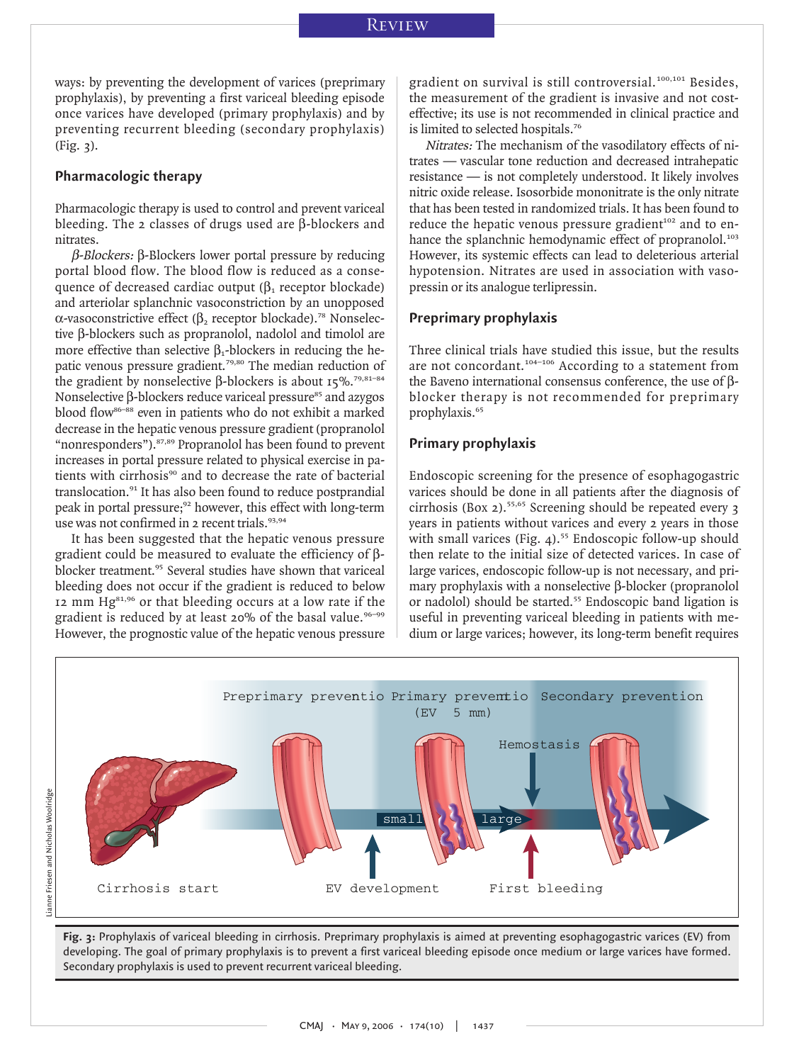ways: by preventing the development of varices (preprimary prophylaxis), by preventing a first variceal bleeding episode once varices have developed (primary prophylaxis) and by preventing recurrent bleeding (secondary prophylaxis) (Fig. 3).

## Pharmacologic therapy

Pharmacologic therapy is used to control and prevent variceal bleeding. The 2 classes of drugs used are β-blockers and nitrates.

*β-Blockers:* β-Blockers lower portal pressure by reducing portal blood flow. The blood flow is reduced as a consequence of decreased cardiac output ($\beta_1$ receptor blockade) and arteriolar splanchnic vasoconstriction by an unopposed α-vasoconstrictive effect ($\beta_2$ receptor blockade).[78] Nonselective β-blockers such as propranolol, nadolol and timolol are more effective than selective $\beta_1$-blockers in reducing the hepatic venous pressure gradient.[79,80] The median reduction of the gradient by nonselective β-blockers is about 15%.[79,81–84] Nonselective β-blockers reduce variceal pressure[85] and azygos blood flow[86–88] even in patients who do not exhibit a marked decrease in the hepatic venous pressure gradient (propranolol "nonresponders").[87,89] Propranolol has been found to prevent increases in portal pressure related to physical exercise in patients with cirrhosis[90] and to decrease the rate of bacterial translocation.[91] It has also been found to reduce postprandial peak in portal pressure;[92] however, this effect with long-term use was not confirmed in 2 recent trials.[93,94]

It has been suggested that the hepatic venous pressure gradient could be measured to evaluate the efficiency of β-blocker treatment.[95] Several studies have shown that variceal bleeding does not occur if the gradient is reduced to below 12 mm Hg[81,96] or that bleeding occurs at a low rate if the gradient is reduced by at least 20% of the basal value.[96–99] However, the prognostic value of the hepatic venous pressure gradient on survival is still controversial.[100,101] Besides, the measurement of the gradient is invasive and not cost-effective; its use is not recommended in clinical practice and is limited to selected hospitals.[76]

*Nitrates:* The mechanism of the vasodilatory effects of nitrates — vascular tone reduction and decreased intrahepatic resistance — is not completely understood. It likely involves nitric oxide release. Isosorbide mononitrate is the only nitrate that has been tested in randomized trials. It has been found to reduce the hepatic venous pressure gradient[102] and to enhance the splanchnic hemodynamic effect of propranolol.[103] However, its systemic effects can lead to deleterious arterial hypotension. Nitrates are used in association with vasopressin or its analogue terlipressin.

## Preprimary prophylaxis

Three clinical trials have studied this issue, but the results are not concordant.[104–106] According to a statement from the Baveno international consensus conference, the use of β-blocker therapy is not recommended for preprimary prophylaxis.[65]

## Primary prophylaxis

Endoscopic screening for the presence of esophagogastric varices should be done in all patients after the diagnosis of cirrhosis (Box 2).[55,65] Screening should be repeated every 3 years in patients without varices and every 2 years in those with small varices (Fig. 4).[55] Endoscopic follow-up should then relate to the initial size of detected varices. In case of large varices, endoscopic follow-up is not necessary, and primary prophylaxis with a nonselective β-blocker (propranolol or nadolol) should be started.[55] Endoscopic band ligation is useful in preventing variceal bleeding in patients with medium or large varices; however, its long-term benefit requires

**Fig. 3:** Prophylaxis of variceal bleeding in cirrhosis. Preprimary prophylaxis is aimed at preventing esophagogastric varices (EV) from developing. The goal of primary prophylaxis is to prevent a first variceal bleeding episode once medium or large varices have formed. Secondary prophylaxis is used to prevent recurrent variceal bleeding.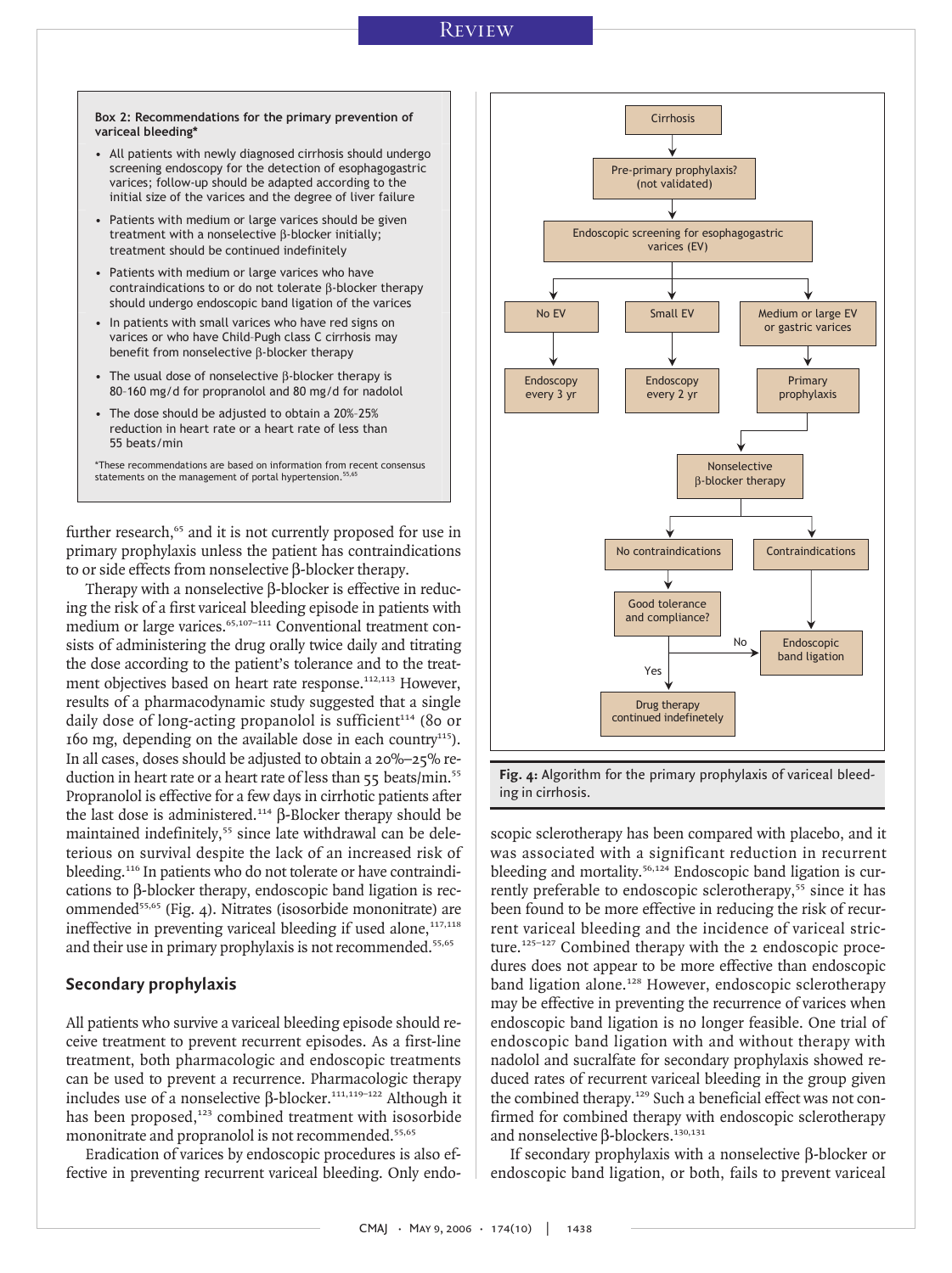**Box 2: Recommendations for the primary prevention of variceal bleeding***

- All patients with newly diagnosed cirrhosis should undergo screening endoscopy for the detection of esophagogastric varices; follow-up should be adapted according to the initial size of the varices and the degree of liver failure
- Patients with medium or large varices should be given treatment with a nonselective β-blocker initially; treatment should be continued indefinitely
- Patients with medium or large varices who have contraindications to or do not tolerate β-blocker therapy should undergo endoscopic band ligation of the varices
- In patients with small varices who have red signs on varices or who have Child–Pugh class C cirrhosis may benefit from nonselective β-blocker therapy
- The usual dose of nonselective β-blocker therapy is 80–160 mg/d for propranolol and 80 mg/d for nadolol
- The dose should be adjusted to obtain a 20%–25% reduction in heart rate or a heart rate of less than 55 beats/min

*These recommendations are based on information from recent consensus statements on the management of portal hypertension.[55,65]

further research,[65] and it is not currently proposed for use in primary prophylaxis unless the patient has contraindications to or side effects from nonselective β-blocker therapy.

Therapy with a nonselective β-blocker is effective in reducing the risk of a first variceal bleeding episode in patients with medium or large varices.[65,107–111] Conventional treatment consists of administering the drug orally twice daily and titrating the dose according to the patient's tolerance and to the treatment objectives based on heart rate response.[112,113] However, results of a pharmacodynamic study suggested that a single daily dose of long-acting propranolol is sufficient[114] (80 or 160 mg, depending on the available dose in each country[115]). In all cases, doses should be adjusted to obtain a 20%–25% reduction in heart rate or a heart rate of less than 55 beats/min.[55] Propranolol is effective for a few days in cirrhotic patients after the last dose is administered.[114] β-Blocker therapy should be maintained indefinitely,[55] since late withdrawal can be deleterious on survival despite the lack of an increased risk of bleeding.[116] In patients who do not tolerate or have contraindications to β-blocker therapy, endoscopic band ligation is recommended[55,65] (Fig. 4). Nitrates (isosorbide mononitrate) are ineffective in preventing variceal bleeding if used alone,[117,118] and their use in primary prophylaxis is not recommended.[55,65]

Cirrhosis → Pre-primary prophylaxis? (not validated) → Endoscopic screening for esophagogastric varices (EV)
- No EV → Endoscopy every 3 yr
- Small EV → Endoscopy every 2 yr
- Medium or large EV or gastric varices → Primary prophylaxis → Nonselective β-blocker therapy
  - No contraindications → Good tolerance and compliance?
    - Yes → Drug therapy continued indefinitely
    - No → Endoscopic band ligation
  - Contraindications → Endoscopic band ligation

**Fig. 4:** Algorithm for the primary prophylaxis of variceal bleeding in cirrhosis.

## Secondary prophylaxis

All patients who survive a variceal bleeding episode should receive treatment to prevent recurrent episodes. As a first-line treatment, both pharmacologic and endoscopic treatments can be used to prevent a recurrence. Pharmacologic therapy includes use of a nonselective β-blocker.[111,119–122] Although it has been proposed,[123] combined treatment with isosorbide mononitrate and propranolol is not recommended.[55,65]

Eradication of varices by endoscopic procedures is also effective in preventing recurrent variceal bleeding. Only endoscopic sclerotherapy has been compared with placebo, and it was associated with a significant reduction in recurrent bleeding and mortality.[56,124] Endoscopic band ligation is currently preferable to endoscopic sclerotherapy,[55] since it has been found to be more effective in reducing the risk of recurrent variceal bleeding and the incidence of variceal stricture.[125–127] Combined therapy with the 2 endoscopic procedures does not appear to be more effective than endoscopic band ligation alone.[128] However, endoscopic sclerotherapy may be effective in preventing the recurrence of varices when endoscopic band ligation is no longer feasible. One trial of endoscopic band ligation with and without therapy with nadolol and sucralfate for secondary prophylaxis showed reduced rates of recurrent variceal bleeding in the group given the combined therapy.[129] Such a beneficial effect was not confirmed for combined therapy with endoscopic sclerotherapy and nonselective β-blockers.[130,131]

If secondary prophylaxis with a nonselective β-blocker or endoscopic band ligation, or both, fails to prevent variceal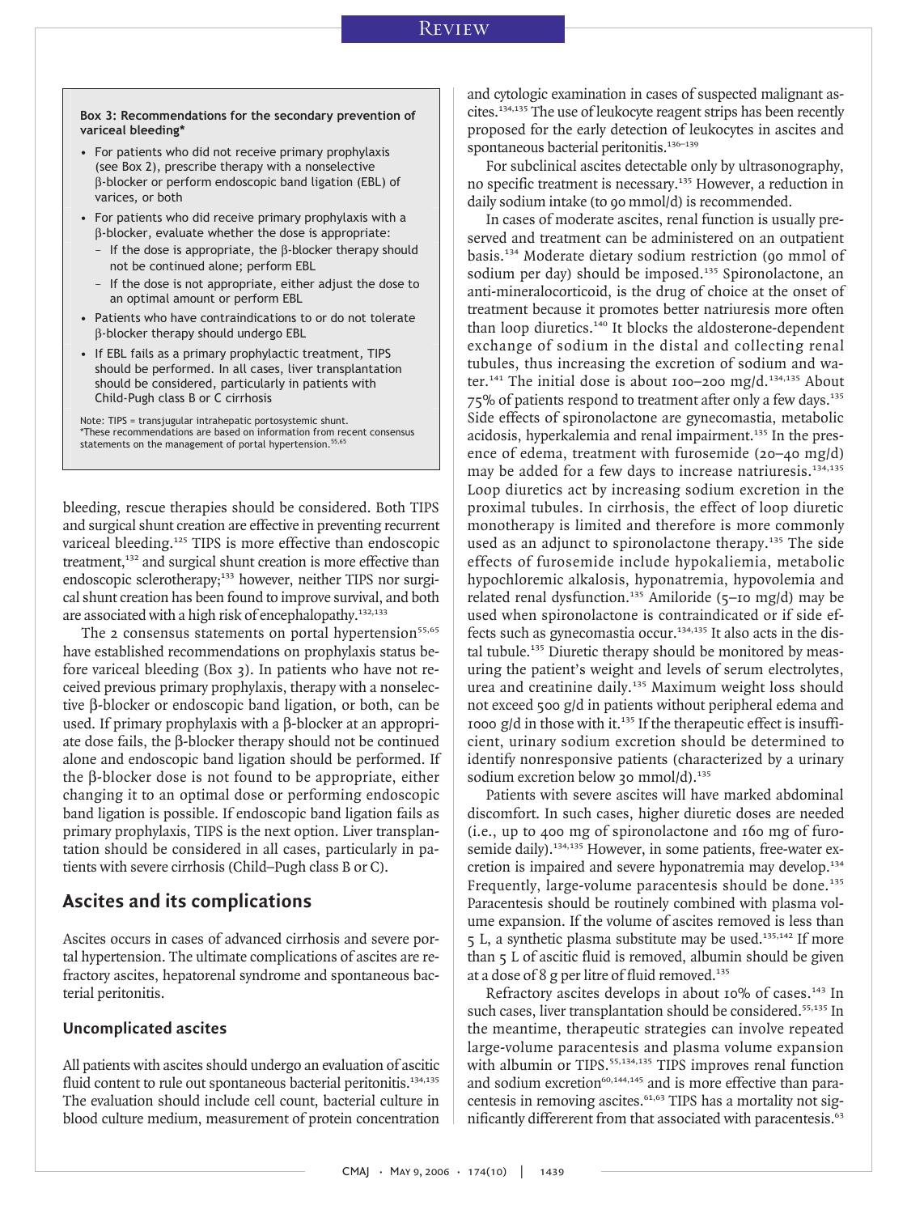**Box 3: Recommendations for the secondary prevention of variceal bleeding***

- For patients who did not receive primary prophylaxis (see Box 2), prescribe therapy with a nonselective β-blocker or perform endoscopic band ligation (EBL) of varices, or both
- For patients who did receive primary prophylaxis with a β-blocker, evaluate whether the dose is appropriate:
  - If the dose is appropriate, the β-blocker therapy should not be continued alone; perform EBL
  - If the dose is not appropriate, either adjust the dose to an optimal amount or perform EBL
- Patients who have contraindications to or do not tolerate β-blocker therapy should undergo EBL
- If EBL fails as a primary prophylactic treatment, TIPS should be performed. In all cases, liver transplantation should be considered, particularly in patients with Child-Pugh class B or C cirrhosis

Note: TIPS = transjugular intrahepatic portosystemic shunt.
*These recommendations are based on information from recent consensus statements on the management of portal hypertension.[55,65]

bleeding, rescue therapies should be considered. Both TIPS and surgical shunt creation are effective in preventing recurrent variceal bleeding.[125] TIPS is more effective than endoscopic treatment,[132] and surgical shunt creation is more effective than endoscopic sclerotherapy;[133] however, neither TIPS nor surgical shunt creation has been found to improve survival, and both are associated with a high risk of encephalopathy.[132,133]

The 2 consensus statements on portal hypertension[55,65] have established recommendations on prophylaxis status before variceal bleeding (Box 3). In patients who have not received previous primary prophylaxis, therapy with a nonselective β-blocker or endoscopic band ligation, or both, can be used. If primary prophylaxis with a β-blocker at an appropriate dose fails, the β-blocker therapy should not be continued alone and endoscopic band ligation should be performed. If the β-blocker dose is not found to be appropriate, either changing it to an optimal dose or performing endoscopic band ligation is possible. If endoscopic band ligation fails as primary prophylaxis, TIPS is the next option. Liver transplantation should be considered in all cases, particularly in patients with severe cirrhosis (Child–Pugh class B or C).

## Ascites and its complications

Ascites occurs in cases of advanced cirrhosis and severe portal hypertension. The ultimate complications of ascites are refractory ascites, hepatorenal syndrome and spontaneous bacterial peritonitis.

### Uncomplicated ascites

All patients with ascites should undergo an evaluation of ascitic fluid content to rule out spontaneous bacterial peritonitis.[134,135] The evaluation should include cell count, bacterial culture in blood culture medium, measurement of protein concentration and cytologic examination in cases of suspected malignant ascites.[134,135] The use of leukocyte reagent strips has been recently proposed for the early detection of leukocytes in ascites and spontaneous bacterial peritonitis.[136–139]

For subclinical ascites detectable only by ultrasonography, no specific treatment is necessary.[135] However, a reduction in daily sodium intake (to 90 mmol/d) is recommended.

In cases of moderate ascites, renal function is usually preserved and treatment can be administered on an outpatient basis.[134] Moderate dietary sodium restriction (90 mmol of sodium per day) should be imposed.[135] Spironolactone, an anti-mineralocorticoid, is the drug of choice at the onset of treatment because it promotes better natriuresis more often than loop diuretics.[140] It blocks the aldosterone-dependent exchange of sodium in the distal and collecting renal tubules, thus increasing the excretion of sodium and water.[141] The initial dose is about 100–200 mg/d.[134,135] About 75% of patients respond to treatment after only a few days.[135] Side effects of spironolactone are gynecomastia, metabolic acidosis, hyperkalemia and renal impairment.[135] In the presence of edema, treatment with furosemide (20–40 mg/d) may be added for a few days to increase natriuresis.[134,135] Loop diuretics act by increasing sodium excretion in the proximal tubules. In cirrhosis, the effect of loop diuretic monotherapy is limited and therefore is more commonly used as an adjunct to spironolactone therapy.[135] The side effects of furosemide include hypokaliemia, metabolic hypochloremic alkalosis, hyponatremia, hypovolemia and related renal dysfunction.[135] Amiloride (5–10 mg/d) may be used when spironolactone is contraindicated or if side effects such as gynecomastia occur.[134,135] It also acts in the distal tubule.[135] Diuretic therapy should be monitored by measuring the patient's weight and levels of serum electrolytes, urea and creatinine daily.[135] Maximum weight loss should not exceed 500 g/d in patients without peripheral edema and 1000 g/d in those with it.[135] If the therapeutic effect is insufficient, urinary sodium excretion should be determined to identify nonresponsive patients (characterized by a urinary sodium excretion below 30 mmol/d).[135]

Patients with severe ascites will have marked abdominal discomfort. In such cases, higher diuretic doses are needed (i.e., up to 400 mg of spironolactone and 160 mg of furosemide daily).[134,135] However, in some patients, free-water excretion is impaired and severe hyponatremia may develop.[134] Frequently, large-volume paracentesis should be done.[135] Paracentesis should be routinely combined with plasma volume expansion. If the volume of ascites removed is less than 5 L, a synthetic plasma substitute may be used.[135,142] If more than 5 L of ascitic fluid is removed, albumin should be given at a dose of 8 g per litre of fluid removed.[135]

Refractory ascites develops in about 10% of cases.[143] In such cases, liver transplantation should be considered.[55,135] In the meantime, therapeutic strategies can involve repeated large-volume paracentesis and plasma volume expansion with albumin or TIPS.[55,134,135] TIPS improves renal function and sodium excretion[60,144,145] and is more effective than paracentesis in removing ascites.[61,63] TIPS has a mortality not significantly differerent from that associated with paracentesis.[63]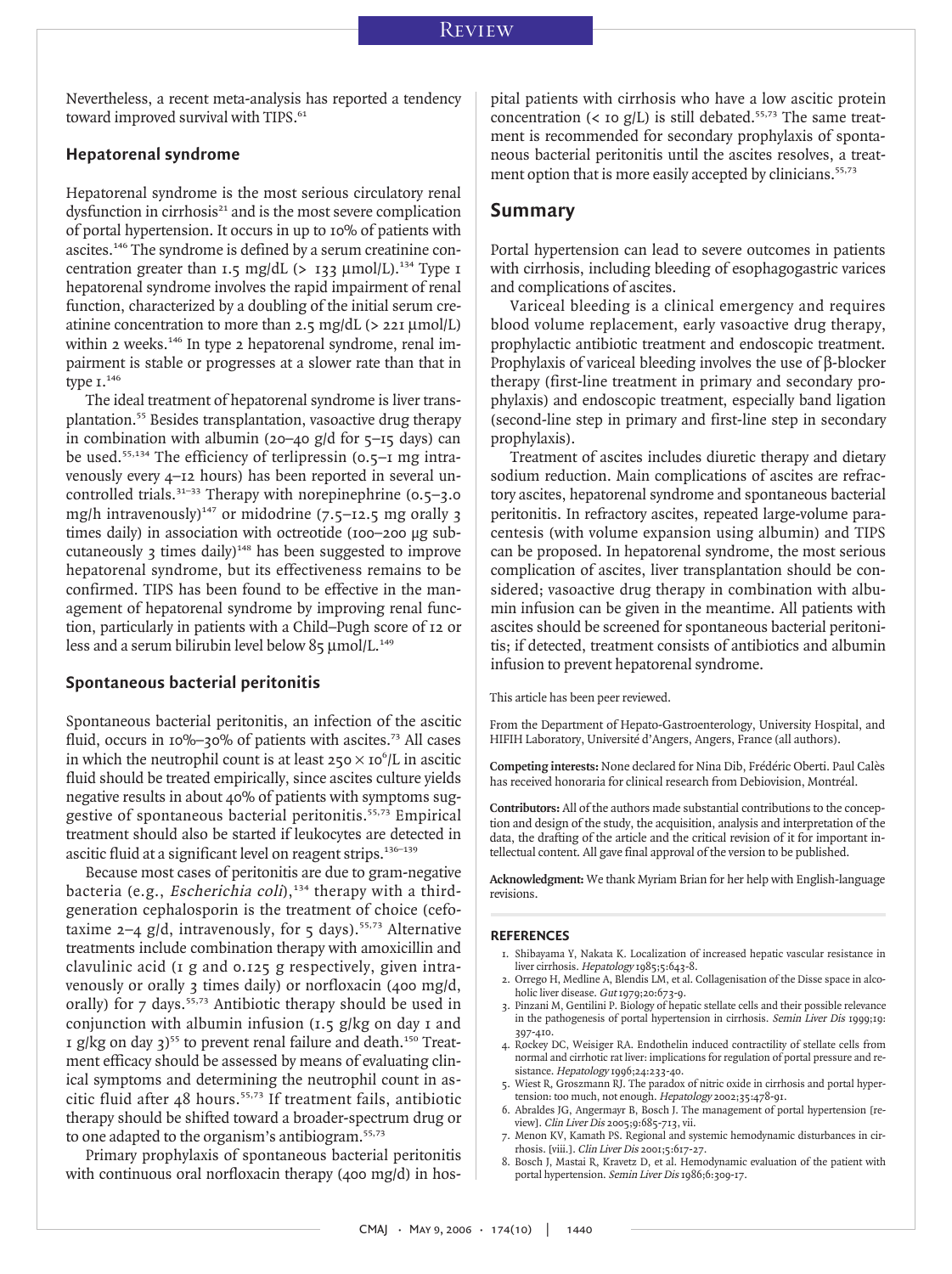Nevertheless, a recent meta-analysis has reported a tendency toward improved survival with TIPS.[61]

### Hepatorenal syndrome

Hepatorenal syndrome is the most serious circulatory renal dysfunction in cirrhosis[21] and is the most severe complication of portal hypertension. It occurs in up to 10% of patients with ascites.[146] The syndrome is defined by a serum creatinine concentration greater than 1.5 mg/dL (> 133 μmol/L).[134] Type 1 hepatorenal syndrome involves the rapid impairment of renal function, characterized by a doubling of the initial serum creatinine concentration to more than 2.5 mg/dL (> 221 μmol/L) within 2 weeks.[146] In type 2 hepatorenal syndrome, renal impairment is stable or progresses at a slower rate than that in type 1.[146]

The ideal treatment of hepatorenal syndrome is liver transplantation.[55] Besides transplantation, vasoactive drug therapy in combination with albumin (20–40 g/d for 5–15 days) can be used.[55,134] The efficiency of terlipressin (0.5–1 mg intravenously every 4–12 hours) has been reported in several uncontrolled trials.[31–33] Therapy with norepinephrine (0.5–3.0 mg/h intravenously)[147] or midodrine (7.5–12.5 mg orally 3 times daily) in association with octreotide (100–200 μg subcutaneously 3 times daily)[148] has been suggested to improve hepatorenal syndrome, but its effectiveness remains to be confirmed. TIPS has been found to be effective in the management of hepatorenal syndrome by improving renal function, particularly in patients with a Child–Pugh score of 12 or less and a serum bilirubin level below 85 μmol/L.[149]

### Spontaneous bacterial peritonitis

Spontaneous bacterial peritonitis, an infection of the ascitic fluid, occurs in 10%–30% of patients with ascites.[73] All cases in which the neutrophil count is at least $250 \times 10^6$/L in ascitic fluid should be treated empirically, since ascites culture yields negative results in about 40% of patients with symptoms suggestive of spontaneous bacterial peritonitis.[55,73] Empirical treatment should also be started if leukocytes are detected in ascitic fluid at a significant level on reagent strips.[136–139]

Because most cases of peritonitis are due to gram-negative bacteria (e.g., *Escherichia coli*),[134] therapy with a third-generation cephalosporin is the treatment of choice (cefotaxime 2–4 g/d, intravenously, for 5 days).[55,73] Alternative treatments include combination therapy with amoxicillin and clavulinic acid (1 g and 0.125 g respectively, given intravenously or orally 3 times daily) or norfloxacin (400 mg/d, orally) for 7 days.[55,73] Antibiotic therapy should be used in conjunction with albumin infusion (1.5 g/kg on day 1 and 1 g/kg on day 3)[55] to prevent renal failure and death.[150] Treatment efficacy should be assessed by means of evaluating clinical symptoms and determining the neutrophil count in ascitic fluid after 48 hours.[55,73] If treatment fails, antibiotic therapy should be shifted toward a broader-spectrum drug or to one adapted to the organism's antibiogram.[55,73]

Primary prophylaxis of spontaneous bacterial peritonitis with continuous oral norfloxacin therapy (400 mg/d) in hospital patients with cirrhosis who have a low ascitic protein concentration (< 10 g/L) is still debated.[55,73] The same treatment is recommended for secondary prophylaxis of spontaneous bacterial peritonitis until the ascites resolves, a treatment option that is more easily accepted by clinicians.[55,73]

## Summary

Portal hypertension can lead to severe outcomes in patients with cirrhosis, including bleeding of esophagogastric varices and complications of ascites.

Variceal bleeding is a clinical emergency and requires blood volume replacement, early vasoactive drug therapy, prophylactic antibiotic treatment and endoscopic treatment. Prophylaxis of variceal bleeding involves the use of β-blocker therapy (first-line treatment in primary and secondary prophylaxis) and endoscopic treatment, especially band ligation (second-line step in primary and first-line step in secondary prophylaxis).

Treatment of ascites includes diuretic therapy and dietary sodium reduction. Main complications of ascites are refractory ascites, hepatorenal syndrome and spontaneous bacterial peritonitis. In refractory ascites, repeated large-volume paracentesis (with volume expansion using albumin) and TIPS can be proposed. In hepatorenal syndrome, the most serious complication of ascites, liver transplantation should be considered; vasoactive drug therapy in combination with albumin infusion can be given in the meantime. All patients with ascites should be screened for spontaneous bacterial peritonitis; if detected, treatment consists of antibiotics and albumin infusion to prevent hepatorenal syndrome.

This article has been peer reviewed.

From the Department of Hepato-Gastroenterology, University Hospital, and HIFIH Laboratory, Université d'Angers, Angers, France (all authors).

**Competing interests:** None declared for Nina Dib, Frédéric Oberti. Paul Calès has received honoraria for clinical research from Debiovision, Montréal.

**Contributors:** All of the authors made substantial contributions to the conception and design of the study, the acquisition, analysis and interpretation of the data, the drafting of the article and the critical revision of it for important intellectual content. All gave final approval of the version to be published.

**Acknowledgment:** We thank Myriam Brian for her help with English-language revisions.

### REFERENCES

1. Shibayama Y, Nakata K. Localization of increased hepatic vascular resistance in liver cirrhosis. *Hepatology* 1985;5:643-8.
2. Orrego H, Medline A, Blendis LM, et al. Collagenisation of the Disse space in alcoholic liver disease. *Gut* 1979;20:673-9.
3. Pinzani M, Gentilini P. Biology of hepatic stellate cells and their possible relevance in the pathogenesis of portal hypertension in cirrhosis. *Semin Liver Dis* 1999;19:397-410.
4. Rockey DC, Weisiger RA. Endothelin induced contractility of stellate cells from normal and cirrhotic rat liver: implications for regulation of portal pressure and resistance. *Hepatology* 1996;24:233-40.
5. Wiest R, Groszmann RJ. The paradox of nitric oxide in cirrhosis and portal hypertension: too much, not enough. *Hepatology* 2002;35:478-91.
6. Abraldes JG, Angermayr B, Bosch J. The management of portal hypertension [review]. *Clin Liver Dis* 2005;9:685-713, vii.
7. Menon KV, Kamath PS. Regional and systemic hemodynamic disturbances in cirrhosis. [viii.]. *Clin Liver Dis* 2001;5:617-27.
8. Bosch J, Mastai R, Kravetz D, et al. Hemodynamic evaluation of the patient with portal hypertension. *Semin Liver Dis* 1986;6:309-17.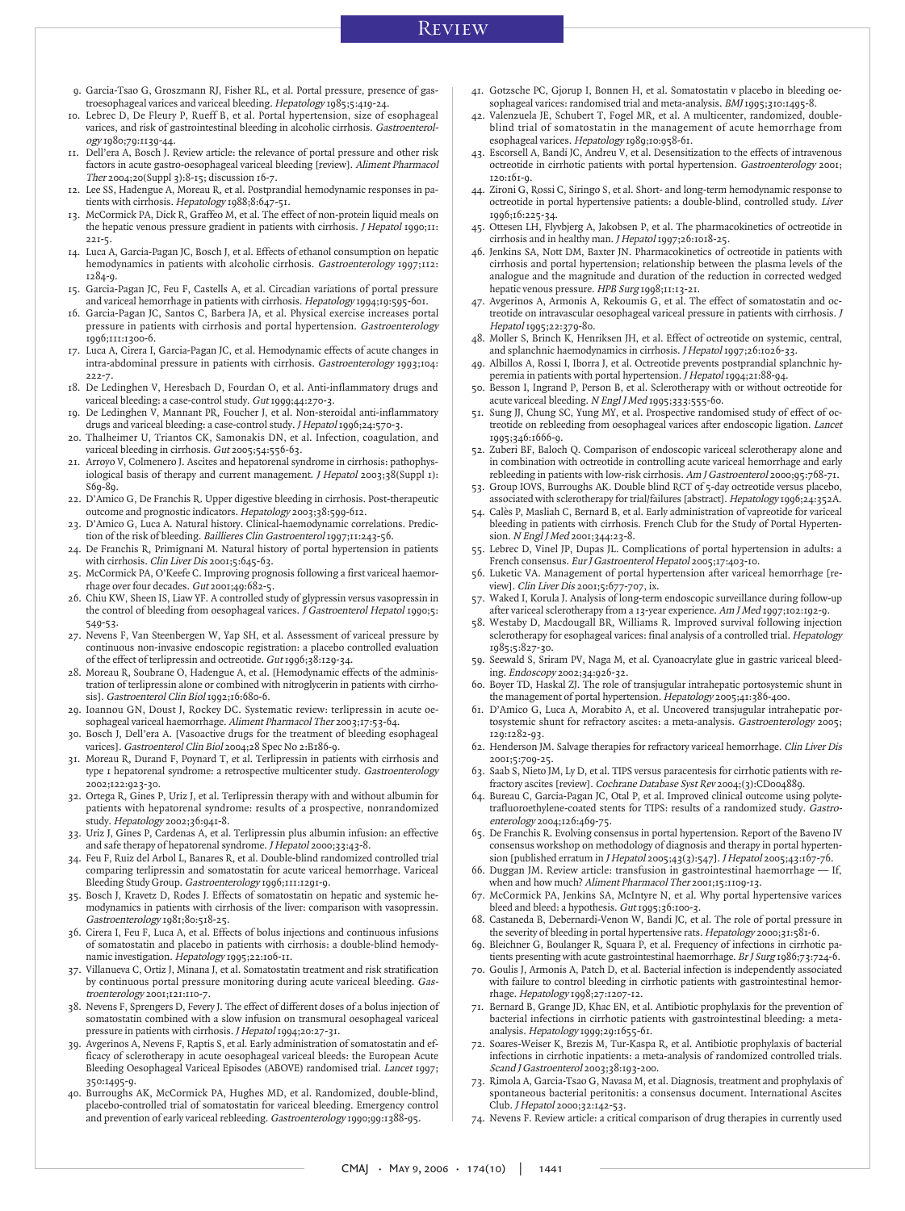9. Garcia-Tsao G, Groszmann RJ, Fisher RL, et al. Portal pressure, presence of gastroesophageal varices and variceal bleeding. *Hepatology* 1985;5:419-24.
10. Lebrec D, De Fleury P, Rueff B, et al. Portal hypertension, size of esophageal varices, and risk of gastrointestinal bleeding in alcoholic cirrhosis. *Gastroenterology* 1980;79:1139-44.
11. Dell'era A, Bosch J. Review article: the relevance of portal pressure and other risk factors in acute gastro-oesophageal variceal bleeding [review]. *Aliment Pharmacol Ther* 2004;20(Suppl 3):8-15; discussion 16-7.
12. Lee SS, Hadengue A, Moreau R, et al. Postprandial hemodynamic responses in patients with cirrhosis. *Hepatology* 1988;8:647-51.
13. McCormick PA, Dick R, Graffeo M, et al. The effect of non-protein liquid meals on the hepatic venous pressure gradient in patients with cirrhosis. *J Hepatol* 1990;11:221-5.
14. Luca A, Garcia-Pagan JC, Bosch J, et al. Effects of ethanol consumption on hepatic hemodynamics in patients with alcoholic cirrhosis. *Gastroenterology* 1997;112:1284-9.
15. Garcia-Pagan JC, Feu F, Castells A, et al. Circadian variations of portal pressure and variceal hemorrhage in patients with cirrhosis. *Hepatology* 1994;19:595-601.
16. Garcia-Pagan JC, Santos C, Barbera JA, et al. Physical exercise increases portal pressure in patients with cirrhosis and portal hypertension. *Gastroenterology* 1996;111:1300-6.
17. Luca A, Cirera I, Garcia-Pagan JC, et al. Hemodynamic effects of acute changes in intra-abdominal pressure in patients with cirrhosis. *Gastroenterology* 1993;104:222-7.
18. De Ledinghen V, Heresbach D, Fourdan O, et al. Anti-inflammatory drugs and variceal bleeding: a case-control study. *Gut* 1999;44:270-3.
19. De Ledinghen V, Mannant PR, Foucher J, et al. Non-steroidal anti-inflammatory drugs and variceal bleeding: a case-control study. *J Hepatol* 1996;24:570-3.
20. Thalheimer U, Triantos CK, Samonakis DN, et al. Infection, coagulation, and variceal bleeding in cirrhosis. *Gut* 2005;54:556-63.
21. Arroyo V, Colmenero J. Ascites and hepatorenal syndrome in cirrhosis: pathophysiological basis of therapy and current management. *J Hepatol* 2003;38(Suppl 1):S69-89.
22. D'Amico G, De Franchis R. Upper digestive bleeding in cirrhosis. Post-therapeutic outcome and prognostic indicators. *Hepatology* 2003;38:599-612.
23. D'Amico G, Luca A. Natural history. Clinical-haemodynamic correlations. Prediction of the risk of bleeding. *Baillieres Clin Gastroenterol* 1997;11:243-56.
24. De Franchis R, Primignani M. Natural history of portal hypertension in patients with cirrhosis. *Clin Liver Dis* 2001;5:645-63.
25. McCormick PA, O'Keefe C. Improving prognosis following a first variceal haemorrhage over four decades. *Gut* 2001;49:682-5.
26. Chiu KW, Sheen IS, Liaw YF. A controlled study of glypressin versus vasopressin in the control of bleeding from oesophageal varices. *J Gastroenterol Hepatol* 1990;5:549-53.
27. Nevens F, Van Steenbergen W, Yap SH, et al. Assessment of variceal pressure by continuous non-invasive endoscopic registration: a placebo controlled evaluation of the effect of terlipressin and octreotide. *Gut* 1996;38:129-34.
28. Moreau R, Soubrane O, Hadengue A, et al. [Hemodynamic effects of the administration of terlipressin alone or combined with nitroglycerin in patients with cirrhosis]. *Gastroenterol Clin Biol* 1992;16:680-6.
29. Ioannou GN, Doust J, Rockey DC. Systematic review: terlipressin in acute oesophageal variceal haemorrhage. *Aliment Pharmacol Ther* 2003;17:53-64.
30. Bosch J, Dell'era A. [Vasoactive drugs for the treatment of bleeding esophageal varices]. *Gastroenterol Clin Biol* 2004;28 Spec No 2:B186-9.
31. Moreau R, Durand F, Poynard T, et al. Terlipressin in patients with cirrhosis and type 1 hepatorenal syndrome: a retrospective multicenter study. *Gastroenterology* 2002;122:923-30.
32. Ortega R, Gines P, Uriz J, et al. Terlipressin therapy with and without albumin for patients with hepatorenal syndrome: results of a prospective, nonrandomized study. *Hepatology* 2002;36:941-8.
33. Uriz J, Gines P, Cardenas A, et al. Terlipressin plus albumin infusion: an effective and safe therapy of hepatorenal syndrome. *J Hepatol* 2000;33:43-8.
34. Feu F, Ruiz del Arbol L, Banares R, et al. Double-blind randomized controlled trial comparing terlipressin and somatostatin for acute variceal hemorrhage. Variceal Bleeding Study Group. *Gastroenterology* 1996;111:1291-9.
35. Bosch J, Kravetz D, Rodes J. Effects of somatostatin on hepatic and systemic hemodynamics in patients with cirrhosis of the liver: comparison with vasopressin. *Gastroenterology* 1981;80:518-25.
36. Cirera I, Feu F, Luca A, et al. Effects of bolus injections and continuous infusions of somatostatin and placebo in patients with cirrhosis: a double-blind hemodynamic investigation. *Hepatology* 1995;22:106-11.
37. Villanueva C, Ortiz J, Minana J, et al. Somatostatin treatment and risk stratification by continuous portal pressure monitoring during acute variceal bleeding. *Gastroenterology* 2001;121:110-7.
38. Nevens F, Sprengers D, Fevery J. The effect of different doses of a bolus injection of somatostatin combined with a slow infusion on transmural oesophageal variceal pressure in patients with cirrhosis. *J Hepatol* 1994;20:27-31.
39. Avgerinos A, Nevens F, Raptis S, et al. Early administration of somatostatin and efficacy of sclerotherapy in acute oesophageal variceal bleeds: the European Acute Bleeding Oesophageal Variceal Episodes (ABOVE) randomised trial. *Lancet* 1997;350:1495-9.
40. Burroughs AK, McCormick PA, Hughes MD, et al. Randomized, double-blind, placebo-controlled trial of somatostatin for variceal bleeding. Emergency control and prevention of early variceal rebleeding. *Gastroenterology* 1990;99:1388-95.
41. Gotzsche PC, Gjorup I, Bonnen H, et al. Somatostatin v placebo in bleeding oesophageal varices: randomised trial and meta-analysis. *BMJ* 1995;310:1495-8.
42. Valenzuela JE, Schubert T, Fogel MR, et al. A multicenter, randomized, double-blind trial of somatostatin in the management of acute hemorrhage from esophageal varices. *Hepatology* 1989;10:958-61.
43. Escorsell A, Bandi JC, Andreu V, et al. Desensitization to the effects of intravenous octreotide in cirrhotic patients with portal hypertension. *Gastroenterology* 2001;120:161-9.
44. Zironi G, Rossi C, Siringo S, et al. Short- and long-term hemodynamic response to octreotide in portal hypertensive patients: a double-blind, controlled study. *Liver* 1996;16:225-34.
45. Ottesen LH, Flyvbjerg A, Jakobsen P, et al. The pharmacokinetics of octreotide in cirrhosis and in healthy man. *J Hepatol* 1997;26:1018-25.
46. Jenkins SA, Nott DM, Baxter JN. Pharmacokinetics of octreotide in patients with cirrhosis and portal hypertension; relationship between the plasma levels of the analogue and the magnitude and duration of the reduction in corrected wedged hepatic venous pressure. *HPB Surg* 1998;11:13-21.
47. Avgerinos A, Armonis A, Rekoumis G, et al. The effect of somatostatin and octreotide on intravascular oesophageal variceal pressure in patients with cirrhosis. *J Hepatol* 1995;22:379-80.
48. Moller S, Brinch K, Henriksen JH, et al. Effect of octreotide on systemic, central, and splanchnic haemodynamics in cirrhosis. *J Hepatol* 1997;26:1026-33.
49. Albillos A, Rossi I, Iborra J, et al. Octreotide prevents postprandial splanchnic hyperemia in patients with portal hypertension. *J Hepatol* 1994;21:88-94.
50. Besson I, Ingrand P, Person B, et al. Sclerotherapy with or without octreotide for acute variceal bleeding. *N Engl J Med* 1995;333:555-60.
51. Sung JJ, Chung SC, Yung MY, et al. Prospective randomised study of effect of octreotide on rebleeding from oesophageal varices after endoscopic ligation. *Lancet* 1995;346:1666-9.
52. Zuberi BF, Baloch Q. Comparison of endoscopic variceal sclerotherapy alone and in combination with octreotide in controlling acute variceal hemorrhage and early rebleeding in patients with low-risk cirrhosis. *Am J Gastroenterol* 2000;95:768-71.
53. Group IOVS, Burroughs AK. Double blind RCT of 5-day octreotide versus placebo, associated with sclerotherapy for trial/failures [abstract]. *Hepatology* 1996;24:352A.
54. Calès P, Masliah C, Bernard B, et al. Early administration of vapreotide for variceal bleeding in patients with cirrhosis. French Club for the Study of Portal Hypertension. *N Engl J Med* 2001;344:23-8.
55. Lebrec D, Vinel JP, Dupas JL. Complications of portal hypertension in adults: a French consensus. *Eur J Gastroenterol Hepatol* 2005;17:403-10.
56. Luketic VA. Management of portal hypertension after variceal hemorrhage [review]. *Clin Liver Dis* 2001;5:677-707, ix.
57. Waked I, Korula J. Analysis of long-term endoscopic surveillance during follow-up after variceal sclerotherapy from a 13-year experience. *Am J Med* 1997;102:192-9.
58. Westaby D, Macdougall BR, Williams R. Improved survival following injection sclerotherapy for esophageal varices: final analysis of a controlled trial. *Hepatology* 1985;5:827-30.
59. Seewald S, Sriram PV, Naga M, et al. Cyanoacrylate glue in gastric variceal bleeding. *Endoscopy* 2002;34:926-32.
60. Boyer TD, Haskal ZJ. The role of transjugular intrahepatic portosystemic shunt in the management of portal hypertension. *Hepatology* 2005;41:386-400.
61. D'Amico G, Luca A, Morabito A, et al. Uncovered transjugular intrahepatic portosystemic shunt for refractory ascites: a meta-analysis. *Gastroenterology* 2005;129:1282-93.
62. Henderson JM. Salvage therapies for refractory variceal hemorrhage. *Clin Liver Dis* 2001;5:709-25.
63. Saab S, Nieto JM, Ly D, et al. TIPS versus paracentesis for cirrhotic patients with refractory ascites [review]. *Cochrane Database Syst Rev* 2004;(3):CD004889.
64. Bureau C, Garcia-Pagan JC, Otal P, et al. Improved clinical outcome using polytetrafluoroethylene-coated stents for TIPS: results of a randomized study. *Gastroenterology* 2004;126:469-75.
65. De Franchis R. Evolving consensus in portal hypertension. Report of the Baveno IV consensus workshop on methodology of diagnosis and therapy in portal hypertension [published erratum in *J Hepatol* 2005;43(3):547]. *J Hepatol* 2005;43:167-76.
66. Duggan JM. Review article: transfusion in gastrointestinal haemorrhage — If, when and how much? *Aliment Pharmacol Ther* 2001;15:1109-13.
67. McCormick PA, Jenkins SA, McIntyre N, et al. Why portal hypertensive varices bleed and bleed: a hypothesis. *Gut* 1995;36:100-3.
68. Castaneda B, Debernardi-Venon W, Bandi JC, et al. The role of portal pressure in the severity of bleeding in portal hypertensive rats. *Hepatology* 2000;31:581-6.
69. Bleichner G, Boulanger R, Squara P, et al. Frequency of infections in cirrhotic patients presenting with acute gastrointestinal haemorrhage. *Br J Surg* 1986;73:724-6.
70. Goulis J, Armonis A, Patch D, et al. Bacterial infection is independently associated with failure to control bleeding in cirrhotic patients with gastrointestinal hemorrhage. *Hepatology* 1998;27:1207-12.
71. Bernard B, Grange JD, Khac EN, et al. Antibiotic prophylaxis for the prevention of bacterial infections in cirrhotic patients with gastrointestinal bleeding: a meta-analysis. *Hepatology* 1999;29:1655-61.
72. Soares-Weiser K, Brezis M, Tur-Kaspa R, et al. Antibiotic prophylaxis of bacterial infections in cirrhotic inpatients: a meta-analysis of randomized controlled trials. *Scand J Gastroenterol* 2003;38:193-200.
73. Rimola A, Garcia-Tsao G, Navasa M, et al. Diagnosis, treatment and prophylaxis of spontaneous bacterial peritonitis: a consensus document. International Ascites Club. *J Hepatol* 2000;32:142-53.
74. Nevens F. Review article: a critical comparison of drug therapies in currently used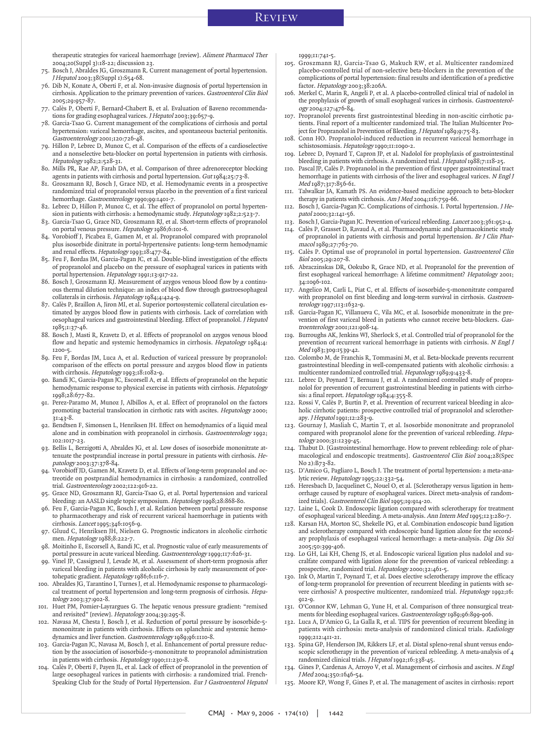therapeutic strategies for variceal haemorrhage [review]. *Aliment Pharmacol Ther* 2004;20(Suppl 3):18-22; discussion 23.

75. Bosch J, Abraldes JG, Groszmann R. Current management of portal hypertension. *J Hepatol* 2003;38(Suppl 1):S54-68.
76. Dib N, Konate A, Oberti F, et al. Non-invasive diagnosis of portal hypertension in cirrhosis. Application to the primary prevention of varices. *Gastroenterol Clin Biol* 2005;29:957-87.
77. Calès P, Oberti F, Bernard-Chabert B, et al. Evaluation of Baveno recommendations for grading esophageal varices. *J Hepatol* 2003;39:657-9.
78. Garcia-Tsao G. Current management of the complications of cirrhosis and portal hypertension: variceal hemorrhage, ascites, and spontaneous bacterial peritonitis. *Gastroenterology* 2001;120:726-48.
79. Hillon P, Lebrec D, Munoz C, et al. Comparison of the effects of a cardioselective and a nonselective beta-blocker on portal hypertension in patients with cirrhosis. *Hepatology* 1982;2:528-31.
80. Mills PR, Rae AP, Farah DA, et al. Comparison of three adrenoreceptor blocking agents in patients with cirrhosis and portal hypertension. *Gut* 1984;25:73-8.
81. Groszmann RJ, Bosch J, Grace ND, et al. Hemodynamic events in a prospective randomized trial of propranolol versus placebo in the prevention of a first variceal hemorrhage. *Gastroenterology* 1990;99:1401-7.
82. Lebrec D, Hillon P, Munoz C, et al. The effect of propranolol on portal hypertension in patients with cirrhosis: a hemodynamic study. *Hepatology* 1982;2:523-7.
83. Garcia-Tsao G, Grace ND, Groszmann RJ, et al. Short-term effects of propranolol on portal venous pressure. *Hepatology* 1986;6:101-6.
84. Vorobioff J, Picabea E, Gamen M, et al. Propranolol compared with propranolol plus isosorbide dinitrate in portal-hypertensive patients: long-term hemodynamic and renal effects. *Hepatology* 1993;18:477-84.
85. Feu F, Bordas JM, Garcia-Pagan JC, et al. Double-blind investigation of the effects of propranolol and placebo on the pressure of esophageal varices in patients with portal hypertension. *Hepatology* 1991;13:917-22.
86. Bosch J, Groszmann RJ. Measurement of azygos venous blood flow by a continuous thermal dilution technique: an index of blood flow through gastroesophageal collaterals in cirrhosis. *Hepatology* 1984;4:424-9.
87. Calès P, Braillon A, Jiron MI, et al. Superior portosystemic collateral circulation estimated by azygos blood flow in patients with cirrhosis. Lack of correlation with oesophageal varices and gastrointestinal bleeding. Effect of propranolol. *J Hepatol* 1985;1:37-46.
88. Bosch J, Masti R, Kravetz D, et al. Effects of propranolol on azygos venous blood flow and hepatic and systemic hemodynamics in cirrhosis. *Hepatology* 1984;4:1200-5.
89. Feu F, Bordas JM, Luca A, et al. Reduction of variceal pressure by propranolol: comparison of the effects on portal pressure and azygos blood flow in patients with cirrhosis. *Hepatology* 1993;18:1082-9.
90. Bandi JC, Garcia-Pagan JC, Escorsell A, et al. Effects of propranolol on the hepatic hemodynamic response to physical exercise in patients with cirrhosis. *Hepatology* 1998;28:677-82.
91. Perez-Paramo M, Munoz J, Albillos A, et al. Effect of propranolol on the factors promoting bacterial translocation in cirrhotic rats with ascites. *Hepatology* 2000;31:43-8.
92. Bendtsen F, Simonsen L, Henriksen JH. Effect on hemodynamics of a liquid meal alone and in combination with propranolol in cirrhosis. *Gastroenterology* 1992;102:1017-23.
93. Bellis L, Berzigotti A, Abraldes JG, et al. Low doses of isosorbide mononitrate attenuate the postprandial increase in portal pressure in patients with cirrhosis. *Hepatology* 2003;37:378-84.
94. Vorobioff JD, Gamen M, Kravetz D, et al. Effects of long-term propranolol and octreotide on postprandial hemodynamics in cirrhosis: a randomized, controlled trial. *Gastroenterology* 2002;122:916-22.
95. Grace ND, Groszmann RJ, Garcia-Tsao G, et al. Portal hypertension and variceal bleeding: an AASLD single topic symposium. *Hepatology* 1998;28:868-80.
96. Feu F, Garcia-Pagan JC, Bosch J, et al. Relation between portal pressure response to pharmacotherapy and risk of recurrent variceal haemorrhage in patients with cirrhosis. *Lancet* 1995;346:1056-9.
97. Gluud C, Henriksen JH, Nielsen G. Prognostic indicators in alcoholic cirrhotic men. *Hepatology* 1988;8:222-7.
98. Moitinho E, Escorsell A, Bandi JC, et al. Prognostic value of early measurements of portal pressure in acute variceal bleeding. *Gastroenterology* 1999;117:626-31.
99. Vinel JP, Cassigneul J, Levade M, et al. Assessment of short-term prognosis after variceal bleeding in patients with alcoholic cirrhosis by early measurement of portohepatic gradient. *Hepatology* 1986;6:116-7.
100. Abraldes JG, Tarantino I, Turnes J, et al. Hemodynamic response to pharmacological treatment of portal hypertension and long-term prognosis of cirrhosis. *Hepatology* 2003;37:902-8.
101. Huet PM, Pomier-Layrargues G. The hepatic venous pressure gradient: "remixed and revisited" [review]. *Hepatology* 2004;39:295-8.
102. Navasa M, Chesta J, Bosch J, et al. Reduction of portal pressure by isosorbide-5-mononitrate in patients with cirrhosis. Effects on splanchnic and systemic hemodynamics and liver function. *Gastroenterology* 1989;96:1110-8.
103. Garcia-Pagan JC, Navasa M, Bosch J, et al. Enhancement of portal pressure reduction by the association of isosorbide-5-mononitrate to propranolol administration in patients with cirrhosis. *Hepatology* 1990;11:230-8.
104. Calès P, Oberti F, Payen JL, et al. Lack of effect of propranolol in the prevention of large oesophageal varices in patients with cirrhosis: a randomized trial. French-Speaking Club for the Study of Portal Hypertension. *Eur J Gastroenterol Hepatol* 1999;11:741-5.
105. Groszmann RJ, Garcia-Tsao G, Makuch RW, et al. Multicenter randomized placebo-controlled trial of non-selective beta-blockers in the prevention of the complications of portal hypertension: final results and identification of a predictive factor. *Hepatology* 2003;38:206A.
106. Merkel C, Marin R, Angeli P, et al. A placebo-controlled clinical trial of nadolol in the prophylaxis of growth of small esophageal varices in cirrhosis. *Gastroenterology* 2004;127:476-84.
107. Propranolol prevents first gastrointestinal bleeding in non-ascitic cirrhotic patients. Final report of a multicenter randomized trial. The Italian Multicenter Project for Propranolol in Prevention of Bleeding. *J Hepatol* 1989;9:75-83.
108. Conn HO. Propranolol-induced reduction in recurrent variceal hemorrhage in schistosomiasis. *Hepatology* 1990;11:1090-2.
109. Lebrec D, Poynard T, Capron JP, et al. Nadolol for prophylaxis of gastrointestinal bleeding in patients with cirrhosis. A randomized trial. *J Hepatol* 1988;7:118-25.
110. Pascal JP, Calès P. Propranolol in the prevention of first upper gastrointestinal tract hemorrhage in patients with cirrhosis of the liver and esophageal varices. *N Engl J Med* 1987;317:856-61.
111. Talwalkar JA, Kamath PS. An evidence-based medicine approach to beta-blocker therapy in patients with cirrhosis. *Am J Med* 2004;116:759-66.
112. Bosch J, Garcia-Pagan JC. Complications of cirrhosis. I. Portal hypertension. *J Hepatol* 2000;32:141-56.
113. Bosch J, Garcia-Pagan JC. Prevention of variceal rebleeding. *Lancet* 2003;361:952-4.
114. Calès P, Grasset D, Ravaud A, et al. Pharmacodynamic and pharmacokinetic study of propranolol in patients with cirrhosis and portal hypertension. *Br J Clin Pharmacol* 1989;27:763-70.
115. Calès P. Optimal use of propranolol in portal hypertension. *Gastroenterol Clin Biol* 2005;29:207-8.
116. Abraczinskas DR, Ookubo R, Grace ND, et al. Propranolol for the prevention of first esophageal variceal hemorrhage: A lifetime commitment? *Hepatology* 2001;34:1096-102.
117. Angelico M, Carli L, Piat C, et al. Effects of isosorbide-5-mononitrate compared with propranolol on first bleeding and long-term survival in cirrhosis. *Gastroenterology* 1997;113:1632-9.
118. Garcia-Pagan JC, Villanueva C, Vila MC, et al. Isosorbide mononitrate in the prevention of first variceal bleed in patients who cannot receive beta-blockers. *Gastroenterology* 2001;121:908-14.
119. Burroughs AK, Jenkins WJ, Sherlock S, et al. Controlled trial of propranolol for the prevention of recurrent variceal hemorrhage in patients with cirrhosis. *N Engl J Med* 1983;309:1539-42.
120. Colombo M, de Franchis R, Tommasini M, et al. Beta-blockade prevents recurrent gastrointestinal bleeding in well-compensated patients with alcoholic cirrhosis: a multicenter randomized controlled trial. *Hepatology* 1989;9:433-8.
121. Lebrec D, Poynard T, Bernuau J, et al. A randomized controlled study of propranolol for prevention of recurrent gastrointestinal bleeding in patients with cirrhosis: a final report. *Hepatology* 1984;4:355-8.
122. Rossi V, Calès P, Burtin P, et al. Prevention of recurrent variceal bleeding in alcoholic cirrhotic patients: prospective controlled trial of propranolol and sclerotherapy. *J Hepatol* 1991;12:283-9.
123. Gournay J, Masliah C, Martin T, et al. Isosorbide mononitrate and propranolol compared with propranolol alone for the prevention of variceal rebleeding. *Hepatology* 2000;31:1239-45.
124. Thabut D. [Gastrointestinal hemorrhage. How to prevent rebleeding: role of pharmacological and endoscopic treatments]. *Gastroenterol Clin Biol* 2004;28(Spec No 2):B73-82.
125. D'Amico G, Pagliaro L, Bosch J. The treatment of portal hypertension: a meta-analytic review. *Hepatology* 1995;22:332-54.
126. Heresbach D, Jacquelinet C, Nouel O, et al. [Sclerotherapy versus ligation in hemorrhage caused by rupture of esophageal varices. Direct meta-analysis of randomized trials]. *Gastroenterol Clin Biol* 1995;19:914-20.
127. Laine L, Cook D. Endoscopic ligation compared with sclerotherapy for treatment of esophageal variceal bleeding. A meta-analysis. *Ann Intern Med* 1995;123:280-7.
128. Karsan HA, Morton SC, Shekelle PG, et al. Combination endoscopic band ligation and sclerotherapy compared with endoscopic band ligation alone for the secondary prophylaxis of esophageal variceal hemorrhage: a meta-analysis. *Dig Dis Sci* 2005;50:399-406.
129. Lo GH, Lai KH, Cheng JS, et al. Endoscopic variceal ligation plus nadolol and sucralfate compared with ligation alone for the prevention of variceal rebleeding: a prospective, randomized trial. *Hepatology* 2000;32:461-5.
130. Ink O, Martin T, Poynard T, et al. Does elective sclerotherapy improve the efficacy of long-term propranolol for prevention of recurrent bleeding in patients with severe cirrhosis? A prospective multicenter, randomized trial. *Hepatology* 1992;16:912-9.
131. O'Connor KW, Lehman G, Yune H, et al. Comparison of three nonsurgical treatments for bleeding esophageal varices. *Gastroenterology* 1989;96:899-906.
132. Luca A, D'Amico G, La Galla R, et al. TIPS for prevention of recurrent bleeding in patients with cirrhosis: meta-analysis of randomized clinical trials. *Radiology* 1999;212:411-21.
133. Spina GP, Henderson JM, Rikkers LF, et al. Distal spleno-renal shunt versus endoscopic sclerotherapy in the prevention of variceal rebleeding. A meta-analysis of 4 randomized clinical trials. *J Hepatol* 1992;16:338-45.
134. Gines P, Cardenas A, Arroyo V, et al. Management of cirrhosis and ascites. *N Engl J Med* 2004;350:1646-54.
135. Moore KP, Wong F, Gines P, et al. The management of ascites in cirrhosis: report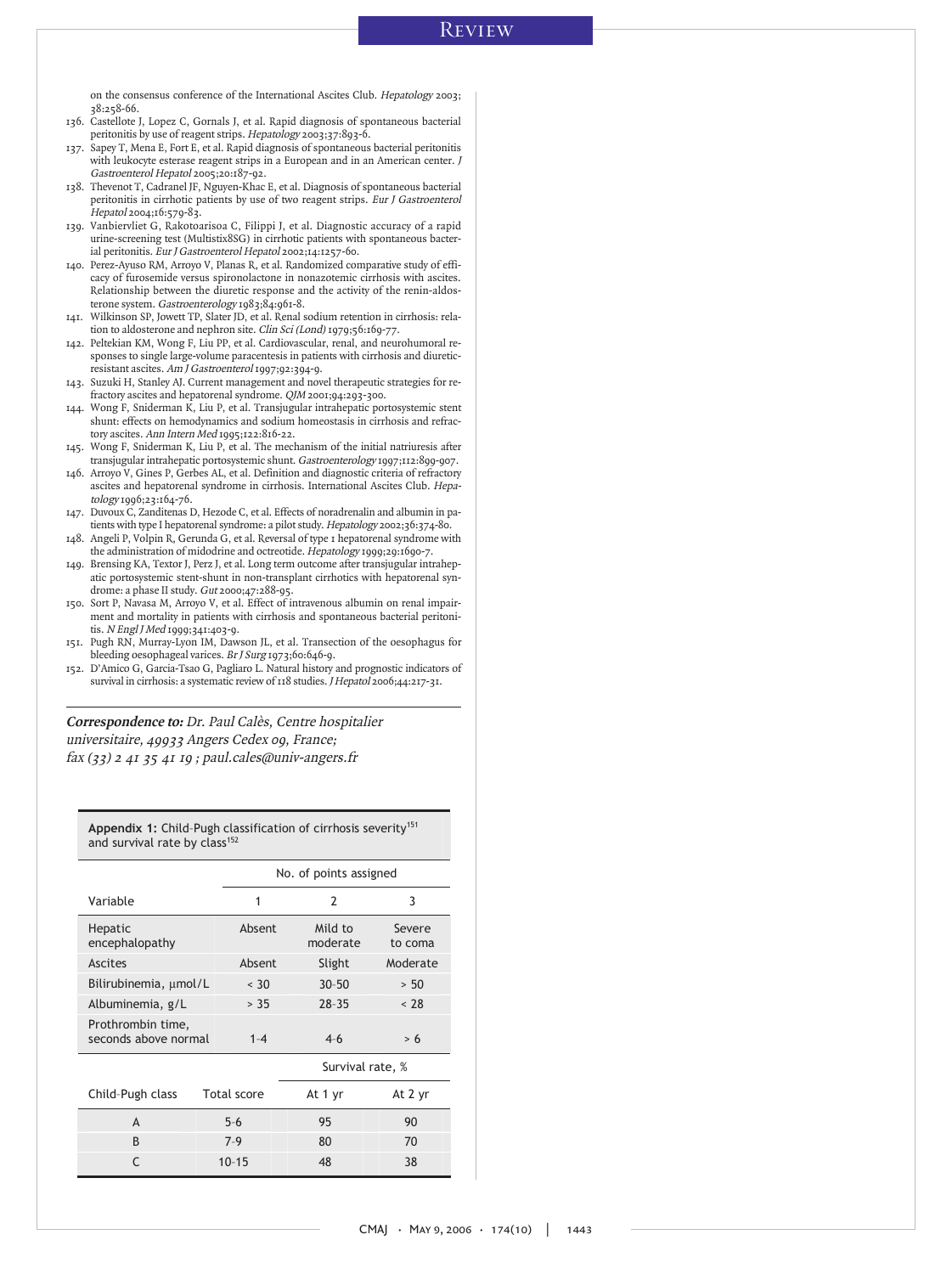on the consensus conference of the International Ascites Club. *Hepatology* 2003;38:258-66.

136. Castellote J, Lopez C, Gornals J, et al. Rapid diagnosis of spontaneous bacterial peritonitis by use of reagent strips. *Hepatology* 2003;37:893-6.
137. Sapey T, Mena E, Fort E, et al. Rapid diagnosis of spontaneous bacterial peritonitis with leukocyte esterase reagent strips in a European and in an American center. *J Gastroenterol Hepatol* 2005;20:187-92.
138. Thevenot T, Cadranel JF, Nguyen-Khac E, et al. Diagnosis of spontaneous bacterial peritonitis in cirrhotic patients by use of two reagent strips. *Eur J Gastroenterol Hepatol* 2004;16:579-83.
139. Vanbiervliet G, Rakotoarisoa C, Filippi J, et al. Diagnostic accuracy of a rapid urine-screening test (Multistix8SG) in cirrhotic patients with spontaneous bacterial peritonitis. *Eur J Gastroenterol Hepatol* 2002;14:1257-60.
140. Perez-Ayuso RM, Arroyo V, Planas R, et al. Randomized comparative study of efficacy of furosemide versus spironolactone in nonazotemic cirrhosis with ascites. Relationship between the diuretic response and the activity of the renin-aldosterone system. *Gastroenterology* 1983;84:961-8.
141. Wilkinson SP, Jowett TP, Slater JD, et al. Renal sodium retention in cirrhosis: relation to aldosterone and nephron site. *Clin Sci (Lond)* 1979;56:169-77.
142. Peltekian KM, Wong F, Liu PP, et al. Cardiovascular, renal, and neurohumoral responses to single large-volume paracentesis in patients with cirrhosis and diuretic-resistant ascites. *Am J Gastroenterol* 1997;92:394-9.
143. Suzuki H, Stanley AJ. Current management and novel therapeutic strategies for refractory ascites and hepatorenal syndrome. *QJM* 2001;94:293-300.
144. Wong F, Sniderman K, Liu P, et al. Transjugular intrahepatic portosystemic stent shunt: effects on hemodynamics and sodium homeostasis in cirrhosis and refractory ascites. *Ann Intern Med* 1995;122:816-22.
145. Wong F, Sniderman K, Liu P, et al. The mechanism of the initial natriuresis after transjugular intrahepatic portosystemic shunt. *Gastroenterology* 1997;112:899-907.
146. Arroyo V, Gines P, Gerbes AL, et al. Definition and diagnostic criteria of refractory ascites and hepatorenal syndrome in cirrhosis. International Ascites Club. *Hepatology* 1996;23:164-76.
147. Duvoux C, Zanditenas D, Hezode C, et al. Effects of noradrenalin and albumin in patients with type I hepatorenal syndrome: a pilot study. *Hepatology* 2002;36:374-80.
148. Angeli P, Volpin R, Gerunda G, et al. Reversal of type 1 hepatorenal syndrome with the administration of midodrine and octreotide. *Hepatology* 1999;29:1690-7.
149. Brensing KA, Textor J, Perz J, et al. Long term outcome after transjugular intrahepatic portosystemic stent-shunt in non-transplant cirrhotics with hepatorenal syndrome: a phase II study. *Gut* 2000;47:288-95.
150. Sort P, Navasa M, Arroyo V, et al. Effect of intravenous albumin on renal impairment and mortality in patients with cirrhosis and spontaneous bacterial peritonitis. *N Engl J Med* 1999;341:403-9.
151. Pugh RN, Murray-Lyon IM, Dawson JL, et al. Transection of the oesophagus for bleeding oesophageal varices. *Br J Surg* 1973;60:646-9.
152. D'Amico G, Garcia-Tsao G, Pagliaro L. Natural history and prognostic indicators of survival in cirrhosis: a systematic review of 118 studies. *J Hepatol* 2006;44:217-31.

***Correspondence to:*** *Dr. Paul Calès, Centre hospitalier universitaire, 49933 Angers Cedex 09, France; fax (33) 2 41 35 41 19 ; paul.cales@univ-angers.fr*

**Appendix 1:** Child–Pugh classification of cirrhosis severity[151] and survival rate by class[152]

| | No. of points assigned | | |
|---|---|---|---|
| Variable | 1 | 2 | 3 |
| Hepatic encephalopathy | Absent | Mild to moderate | Severe to coma |
| Ascites | Absent | Slight | Moderate |
| Bilirubinemia, μmol/L | < 30 | 30–50 | > 50 |
| Albuminemia, g/L | > 35 | 28–35 | < 28 |
| Prothrombin time, seconds above normal | 1–4 | 4–6 | > 6 |

| | | Survival rate, % | |
|---|---|---|---|
| Child–Pugh class | Total score | At 1 yr | At 2 yr |
| A | 5–6 | 95 | 90 |
| B | 7–9 | 80 | 70 |
| C | 10–15 | 48 | 38 |